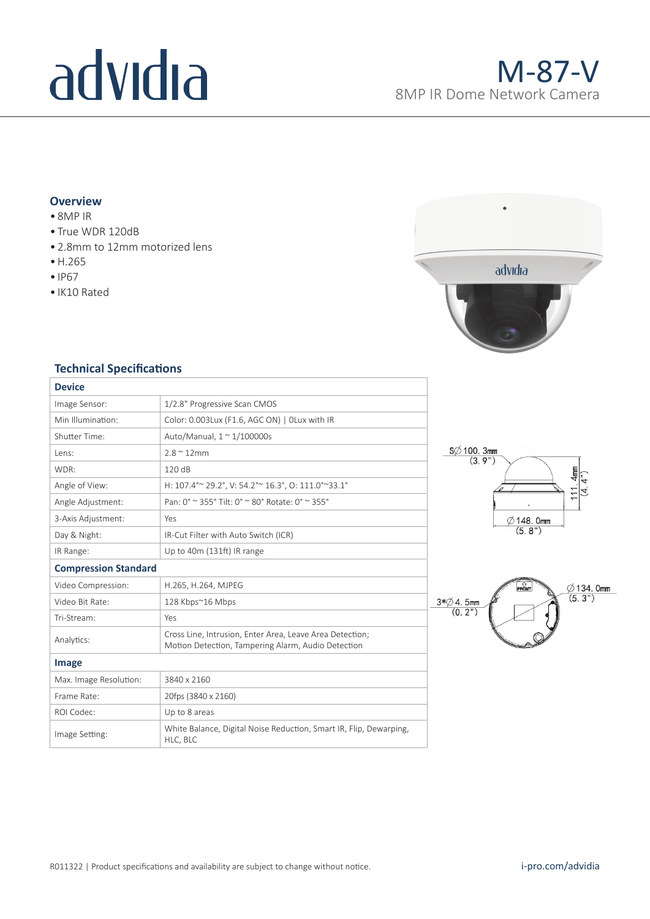# advidia

## M-87-V

8MP IR Dome Network Camera

### Overview

- 8MP IR
- True WDR 120dB
- 2.8mm to 12mm motorized lens
- H.265
- IP67
- IK10 Rated

### Technical Specifications

| **Device** | |
|---|---|
| Image Sensor: | 1/2.8" Progressive Scan CMOS |
| Min Illumination: | Color: 0.003Lux (F1.6, AGC ON) \| 0Lux with IR |
| Shutter Time: | Auto/Manual, 1 ~ 1/100000s |
| Lens: | 2.8 ~ 12mm |
| WDR: | 120 dB |
| Angle of View: | H: 107.4°~ 29.2°, V: 54.2°~ 16.3°, O: 111.0°~33.1° |
| Angle Adjustment: | Pan: 0° ~ 355° Tilt: 0° ~ 80° Rotate: 0° ~ 355° |
| 3-Axis Adjustment: | Yes |
| Day & Night: | IR-Cut Filter with Auto Switch (ICR) |
| IR Range: | Up to 40m (131ft) IR range |
| **Compression Standard** | |
| Video Compression: | H.265, H.264, MJPEG |
| Video Bit Rate: | 128 Kbps~16 Mbps |
| Tri-Stream: | Yes |
| Analytics: | Cross Line, Intrusion, Enter Area, Leave Area Detection; Motion Detection, Tampering Alarm, Audio Detection |
| **Image** | |
| Max. Image Resolution: | 3840 x 2160 |
| Frame Rate: | 20fps (3840 x 2160) |
| ROI Codec: | Up to 8 areas |
| Image Setting: | White Balance, Digital Noise Reduction, Smart IR, Flip, Dewarping, HLC, BLC |

SØ100.3mm (3.9")

111.4mm (4.4")

Ø148.0mm (5.8")

3*Ø4.5mm (0.2")

Ø134.0mm (5.3")

FRONT

R011322 | Product specifications and availability are subject to change without notice.

i-pro.com/advidia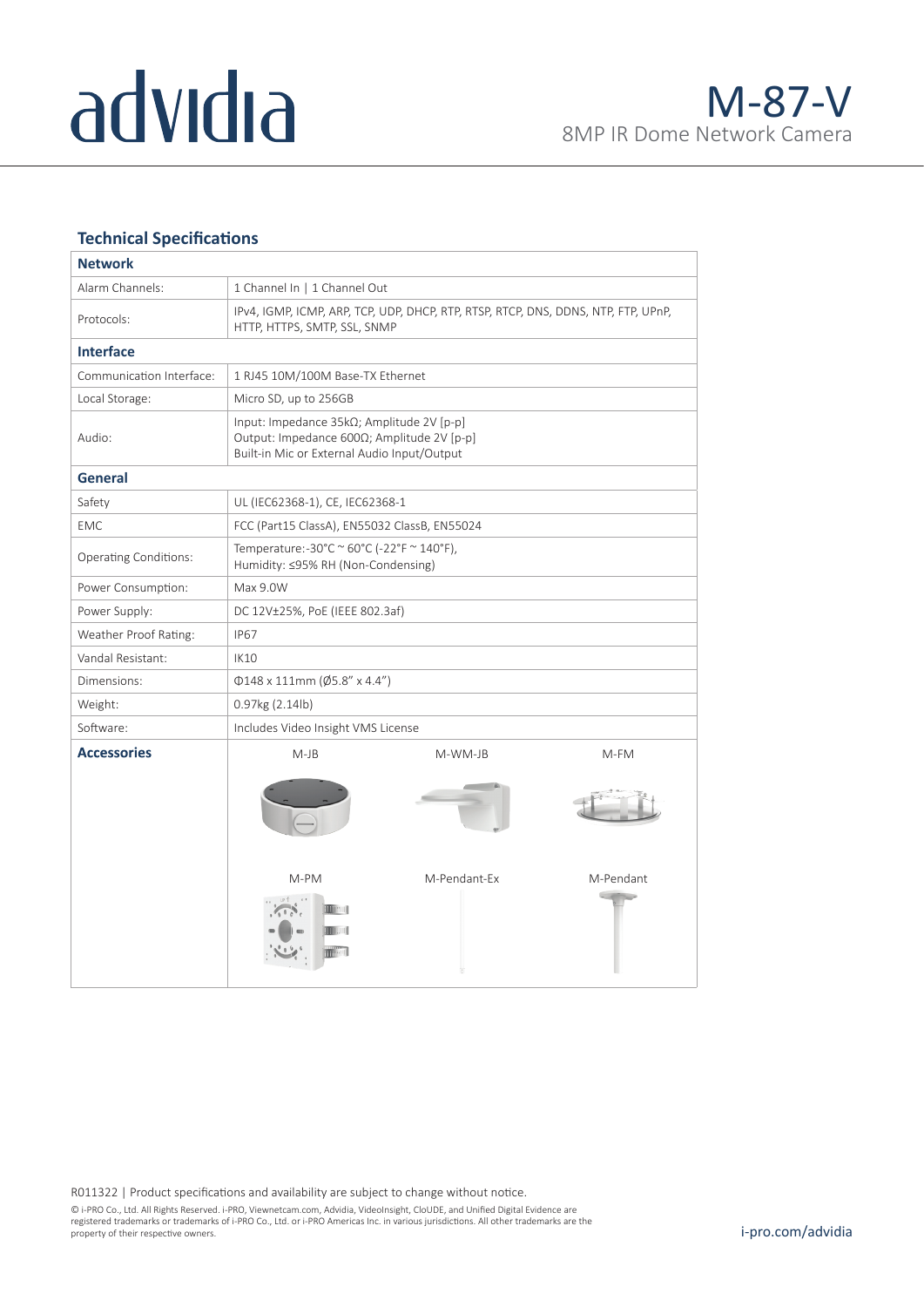# advidia

## M-87-V

8MP IR Dome Network Camera

### Technical Specifications

| | |
|---|---|
| **Network** | |
| Alarm Channels: | 1 Channel In \| 1 Channel Out |
| Protocols: | IPv4, IGMP, ICMP, ARP, TCP, UDP, DHCP, RTP, RTSP, RTCP, DNS, DDNS, NTP, FTP, UPnP, HTTP, HTTPS, SMTP, SSL, SNMP |
| **Interface** | |
| Communication Interface: | 1 RJ45 10M/100M Base-TX Ethernet |
| Local Storage: | Micro SD, up to 256GB |
| Audio: | Input: Impedance 35kΩ; Amplitude 2V [p-p]<br>Output: Impedance 600Ω; Amplitude 2V [p-p]<br>Built-in Mic or External Audio Input/Output |
| **General** | |
| Safety | UL (IEC62368-1), CE, IEC62368-1 |
| EMC | FCC (Part15 ClassA), EN55032 ClassB, EN55024 |
| Operating Conditions: | Temperature:-30°C ~ 60°C (-22°F ~ 140°F),<br>Humidity: ≤95% RH (Non-Condensing) |
| Power Consumption: | Max 9.0W |
| Power Supply: | DC 12V±25%, PoE (IEEE 802.3af) |
| Weather Proof Rating: | IP67 |
| Vandal Resistant: | IK10 |
| Dimensions: | Φ148 x 111mm (Ø5.8" x 4.4") |
| Weight: | 0.97kg (2.14lb) |
| Software: | Includes Video Insight VMS License |

**Accessories**

M-JB, M-WM-JB, M-FM, M-PM, M-Pendant-Ex, M-Pendant

R011322 | Product specifications and availability are subject to change without notice.

© i-PRO Co., Ltd. All Rights Reserved. i-PRO, Viewnetcam.com, Advidia, VideoInsight, CloUDE, and Unified Digital Evidence are registered trademarks or trademarks of i-PRO Co., Ltd. or i-PRO Americas Inc. in various jurisdictions. All other trademarks are the property of their respective owners.

i-pro.com/advidia